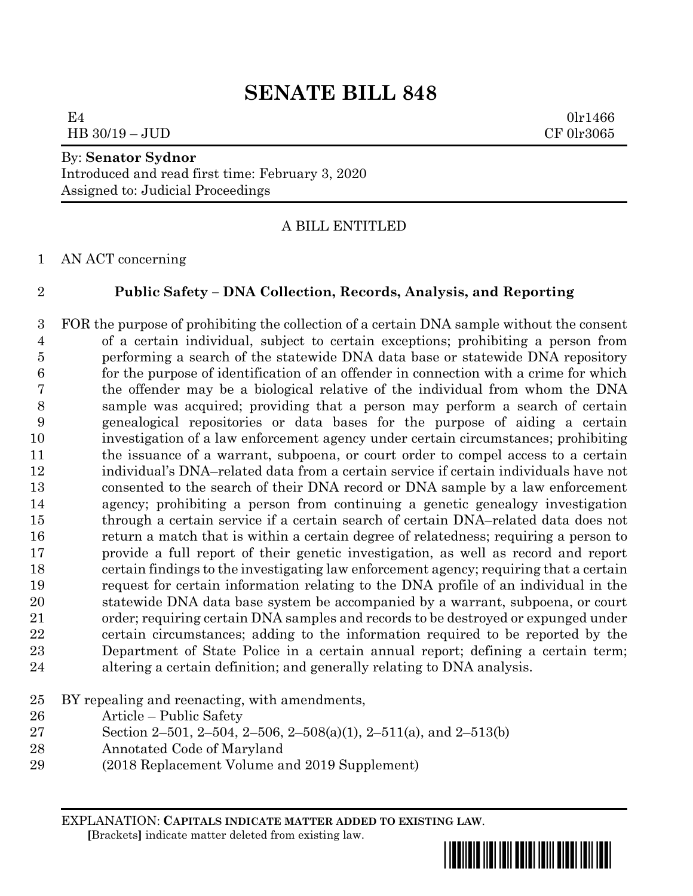# SENATE BILL 848

E4 0lr1466
HB 30/19 – JUD CF 0lr3065

By: **Senator Sydnor**
Introduced and read first time: February 3, 2020
Assigned to: Judicial Proceedings

A BILL ENTITLED

AN ACT concerning

## Public Safety – DNA Collection, Records, Analysis, and Reporting

FOR the purpose of prohibiting the collection of a certain DNA sample without the consent of a certain individual, subject to certain exceptions; prohibiting a person from performing a search of the statewide DNA data base or statewide DNA repository for the purpose of identification of an offender in connection with a crime for which the offender may be a biological relative of the individual from whom the DNA sample was acquired; providing that a person may perform a search of certain genealogical repositories or data bases for the purpose of aiding a certain investigation of a law enforcement agency under certain circumstances; prohibiting the issuance of a warrant, subpoena, or court order to compel access to a certain individual's DNA–related data from a certain service if certain individuals have not consented to the search of their DNA record or DNA sample by a law enforcement agency; prohibiting a person from continuing a genetic genealogy investigation through a certain service if a certain search of certain DNA–related data does not return a match that is within a certain degree of relatedness; requiring a person to provide a full report of their genetic investigation, as well as record and report certain findings to the investigating law enforcement agency; requiring that a certain request for certain information relating to the DNA profile of an individual in the statewide DNA data base system be accompanied by a warrant, subpoena, or court order; requiring certain DNA samples and records to be destroyed or expunged under certain circumstances; adding to the information required to be reported by the Department of State Police in a certain annual report; defining a certain term; altering a certain definition; and generally relating to DNA analysis.

BY repealing and reenacting, with amendments,
Article – Public Safety
Section 2–501, 2–504, 2–506, 2–508(a)(1), 2–511(a), and 2–513(b)
Annotated Code of Maryland
(2018 Replacement Volume and 2019 Supplement)

EXPLANATION: **CAPITALS INDICATE MATTER ADDED TO EXISTING LAW**.
**[**Brackets**]** indicate matter deleted from existing law.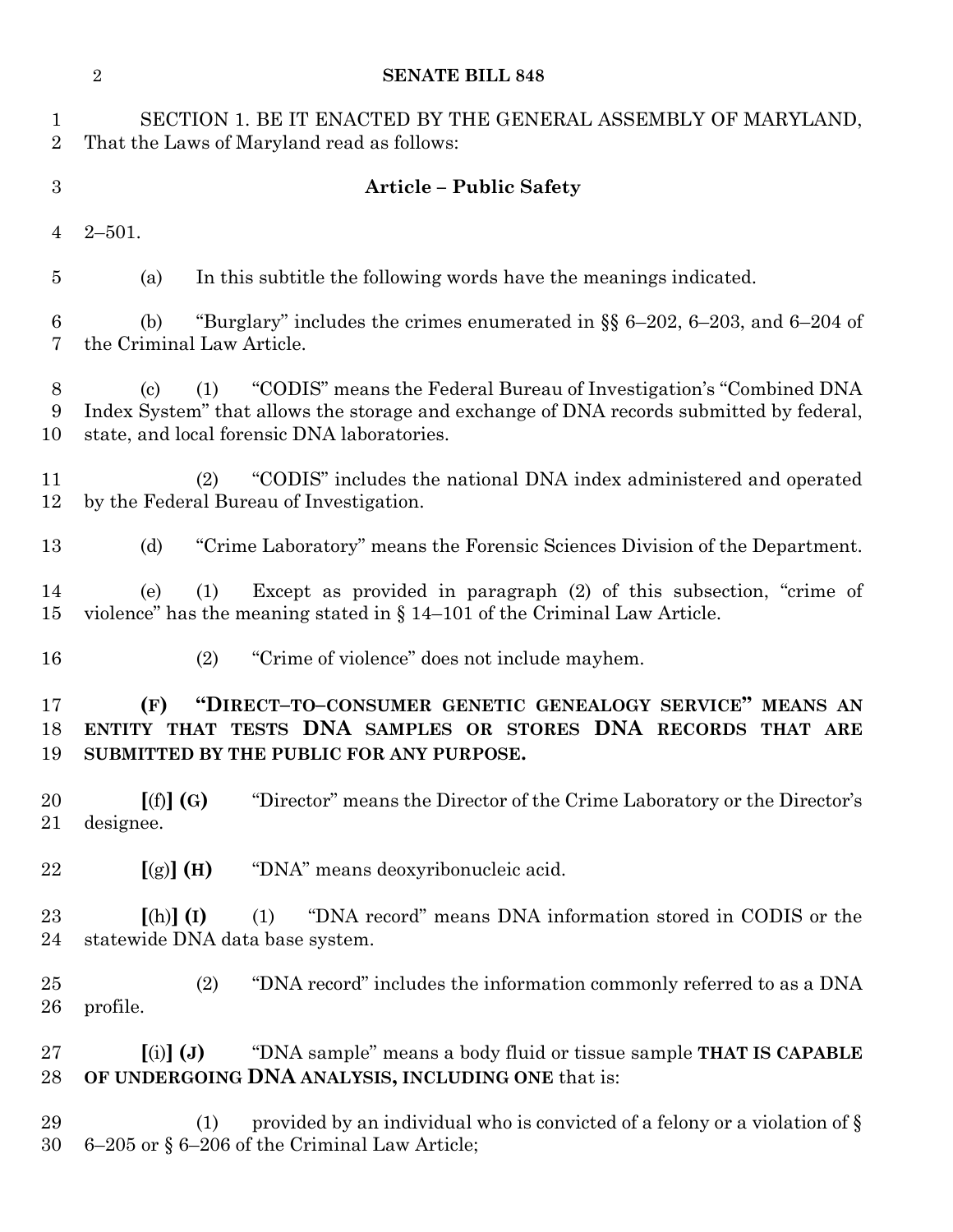SECTION 1. BE IT ENACTED BY THE GENERAL ASSEMBLY OF MARYLAND, That the Laws of Maryland read as follows:

**Article – Public Safety**

2–501.

(a) In this subtitle the following words have the meanings indicated.

(b) "Burglary" includes the crimes enumerated in §§ 6–202, 6–203, and 6–204 of the Criminal Law Article.

(c) (1) "CODIS" means the Federal Bureau of Investigation's "Combined DNA Index System" that allows the storage and exchange of DNA records submitted by federal, state, and local forensic DNA laboratories.

(2) "CODIS" includes the national DNA index administered and operated by the Federal Bureau of Investigation.

(d) "Crime Laboratory" means the Forensic Sciences Division of the Department.

(e) (1) Except as provided in paragraph (2) of this subsection, "crime of violence" has the meaning stated in § 14–101 of the Criminal Law Article.

(2) "Crime of violence" does not include mayhem.

**(F) "DIRECT–TO–CONSUMER GENETIC GENEALOGY SERVICE" MEANS AN ENTITY THAT TESTS DNA SAMPLES OR STORES DNA RECORDS THAT ARE SUBMITTED BY THE PUBLIC FOR ANY PURPOSE.**

**[**(f)**] (G)** "Director" means the Director of the Crime Laboratory or the Director's designee.

**[**(g)**] (H)** "DNA" means deoxyribonucleic acid.

**[**(h)**] (I)** (1) "DNA record" means DNA information stored in CODIS or the statewide DNA data base system.

(2) "DNA record" includes the information commonly referred to as a DNA profile.

**[**(i)**] (J)** "DNA sample" means a body fluid or tissue sample **THAT IS CAPABLE OF UNDERGOING DNA ANALYSIS, INCLUDING ONE** that is:

(1) provided by an individual who is convicted of a felony or a violation of § 6–205 or § 6–206 of the Criminal Law Article;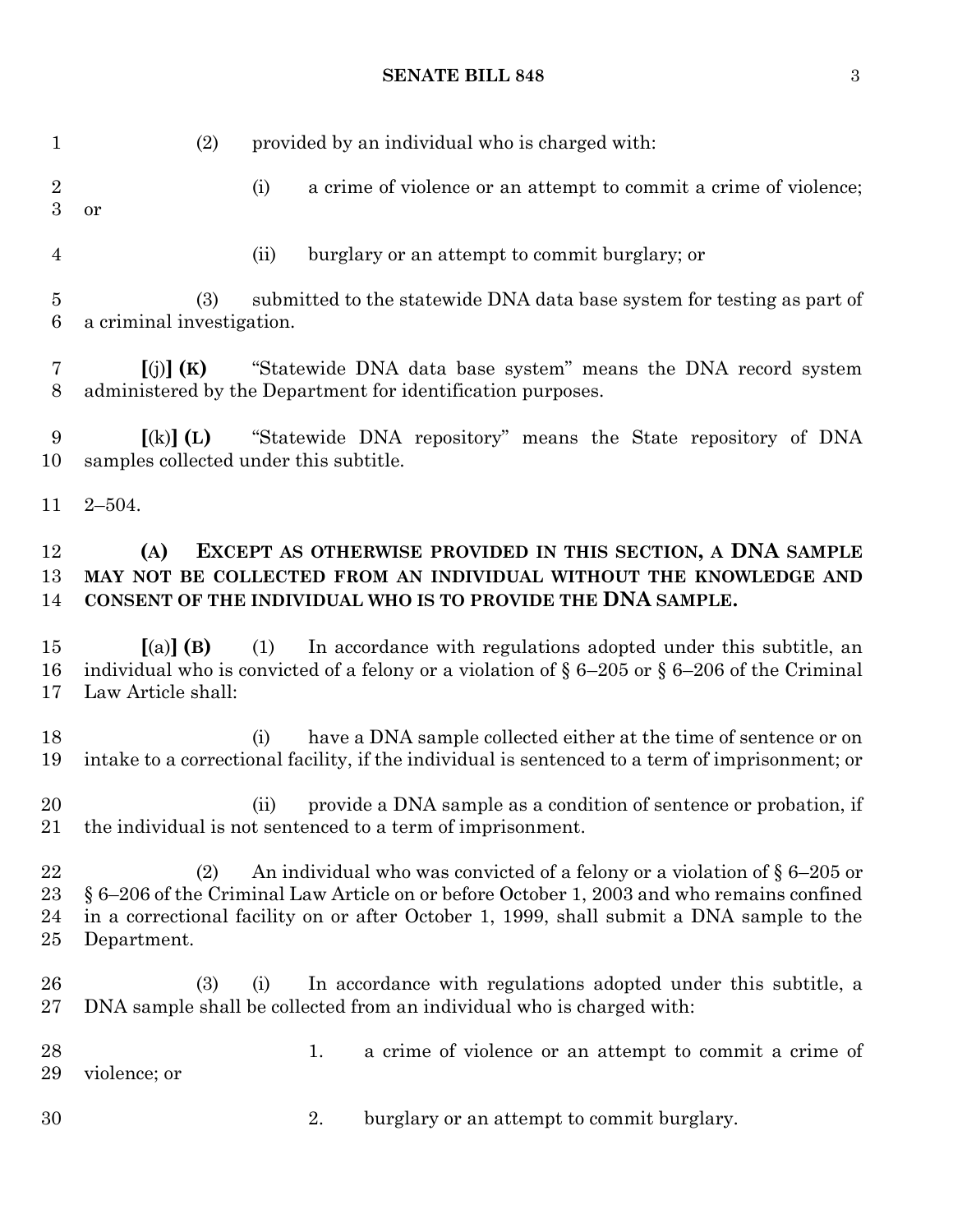(2) provided by an individual who is charged with:

(i) a crime of violence or an attempt to commit a crime of violence; or

(ii) burglary or an attempt to commit burglary; or

(3) submitted to the statewide DNA data base system for testing as part of a criminal investigation.

**[**(j)**] (K)** "Statewide DNA data base system" means the DNA record system administered by the Department for identification purposes.

**[**(k)**] (L)** "Statewide DNA repository" means the State repository of DNA samples collected under this subtitle.

2–504.

**(A) EXCEPT AS OTHERWISE PROVIDED IN THIS SECTION, A DNA SAMPLE MAY NOT BE COLLECTED FROM AN INDIVIDUAL WITHOUT THE KNOWLEDGE AND CONSENT OF THE INDIVIDUAL WHO IS TO PROVIDE THE DNA SAMPLE.**

**[**(a)**] (B)** (1) In accordance with regulations adopted under this subtitle, an individual who is convicted of a felony or a violation of § 6–205 or § 6–206 of the Criminal Law Article shall:

(i) have a DNA sample collected either at the time of sentence or on intake to a correctional facility, if the individual is sentenced to a term of imprisonment; or

(ii) provide a DNA sample as a condition of sentence or probation, if the individual is not sentenced to a term of imprisonment.

(2) An individual who was convicted of a felony or a violation of § 6–205 or § 6–206 of the Criminal Law Article on or before October 1, 2003 and who remains confined in a correctional facility on or after October 1, 1999, shall submit a DNA sample to the Department.

(3) (i) In accordance with regulations adopted under this subtitle, a DNA sample shall be collected from an individual who is charged with:

1. a crime of violence or an attempt to commit a crime of violence; or

2. burglary or an attempt to commit burglary.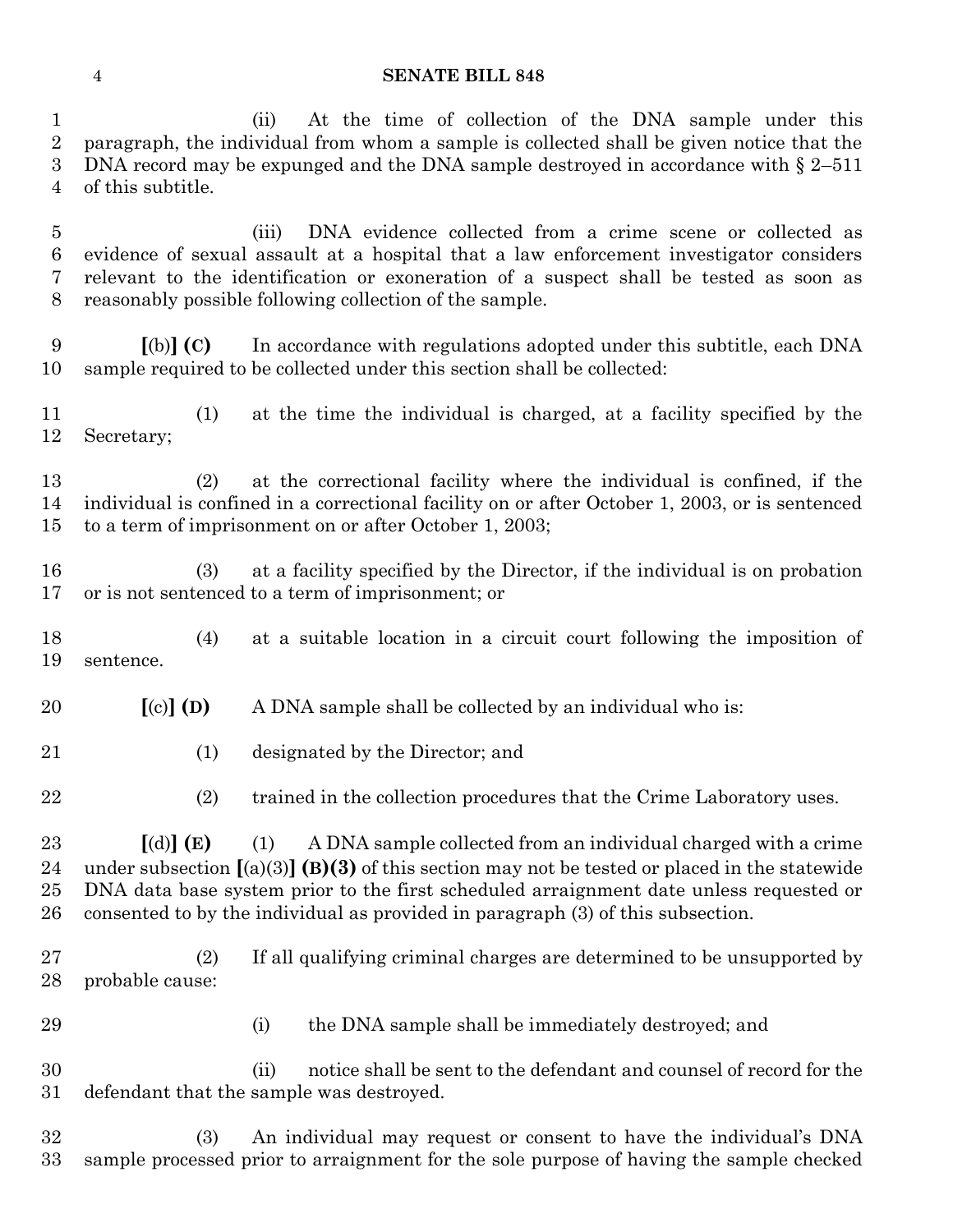(ii) At the time of collection of the DNA sample under this paragraph, the individual from whom a sample is collected shall be given notice that the DNA record may be expunged and the DNA sample destroyed in accordance with § 2–511 of this subtitle.

(iii) DNA evidence collected from a crime scene or collected as evidence of sexual assault at a hospital that a law enforcement investigator considers relevant to the identification or exoneration of a suspect shall be tested as soon as reasonably possible following collection of the sample.

**[**(b)**] (C)** In accordance with regulations adopted under this subtitle, each DNA sample required to be collected under this section shall be collected:

(1) at the time the individual is charged, at a facility specified by the Secretary;

(2) at the correctional facility where the individual is confined, if the individual is confined in a correctional facility on or after October 1, 2003, or is sentenced to a term of imprisonment on or after October 1, 2003;

(3) at a facility specified by the Director, if the individual is on probation or is not sentenced to a term of imprisonment; or

(4) at a suitable location in a circuit court following the imposition of sentence.

**[**(c)**] (D)** A DNA sample shall be collected by an individual who is:

(1) designated by the Director; and

(2) trained in the collection procedures that the Crime Laboratory uses.

**[**(d)**] (E)** (1) A DNA sample collected from an individual charged with a crime under subsection **[**(a)(3)**] (B)(3)** of this section may not be tested or placed in the statewide DNA data base system prior to the first scheduled arraignment date unless requested or consented to by the individual as provided in paragraph (3) of this subsection.

(2) If all qualifying criminal charges are determined to be unsupported by probable cause:

(i) the DNA sample shall be immediately destroyed; and

(ii) notice shall be sent to the defendant and counsel of record for the defendant that the sample was destroyed.

(3) An individual may request or consent to have the individual's DNA sample processed prior to arraignment for the sole purpose of having the sample checked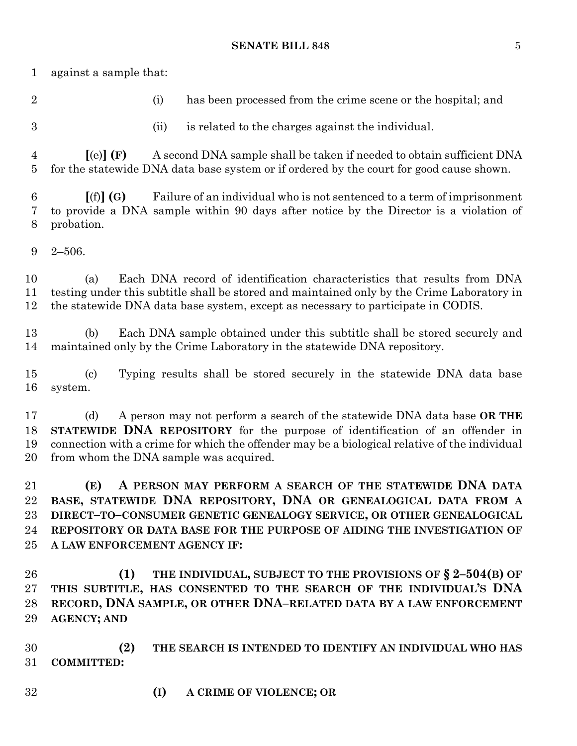against a sample that:

(i) has been processed from the crime scene or the hospital; and

(ii) is related to the charges against the individual.

**[**(e)**] (F)** A second DNA sample shall be taken if needed to obtain sufficient DNA for the statewide DNA data base system or if ordered by the court for good cause shown.

**[**(f)**] (G)** Failure of an individual who is not sentenced to a term of imprisonment to provide a DNA sample within 90 days after notice by the Director is a violation of probation.

2–506.

(a) Each DNA record of identification characteristics that results from DNA testing under this subtitle shall be stored and maintained only by the Crime Laboratory in the statewide DNA data base system, except as necessary to participate in CODIS.

(b) Each DNA sample obtained under this subtitle shall be stored securely and maintained only by the Crime Laboratory in the statewide DNA repository.

(c) Typing results shall be stored securely in the statewide DNA data base system.

(d) A person may not perform a search of the statewide DNA data base **OR THE STATEWIDE DNA REPOSITORY** for the purpose of identification of an offender in connection with a crime for which the offender may be a biological relative of the individual from whom the DNA sample was acquired.

**(E) A PERSON MAY PERFORM A SEARCH OF THE STATEWIDE DNA DATA BASE, STATEWIDE DNA REPOSITORY, DNA OR GENEALOGICAL DATA FROM A DIRECT–TO–CONSUMER GENETIC GENEALOGY SERVICE, OR OTHER GENEALOGICAL REPOSITORY OR DATA BASE FOR THE PURPOSE OF AIDING THE INVESTIGATION OF A LAW ENFORCEMENT AGENCY IF:**

**(1) THE INDIVIDUAL, SUBJECT TO THE PROVISIONS OF § 2–504(B) OF THIS SUBTITLE, HAS CONSENTED TO THE SEARCH OF THE INDIVIDUAL'S DNA RECORD, DNA SAMPLE, OR OTHER DNA–RELATED DATA BY A LAW ENFORCEMENT AGENCY; AND**

**(2) THE SEARCH IS INTENDED TO IDENTIFY AN INDIVIDUAL WHO HAS COMMITTED:**

**(I) A CRIME OF VIOLENCE; OR**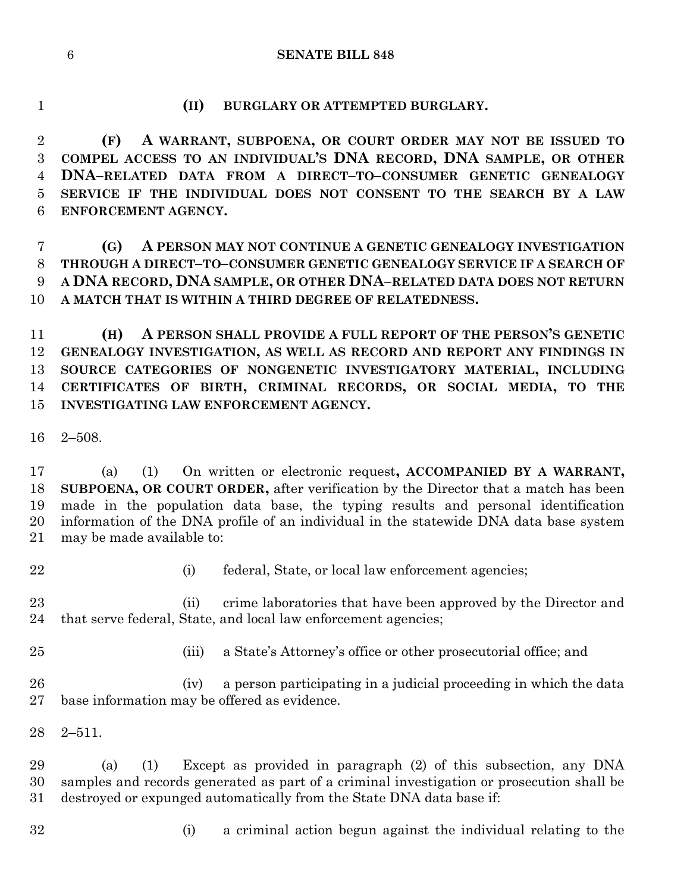(II) **BURGLARY OR ATTEMPTED BURGLARY.**

**(F) A WARRANT, SUBPOENA, OR COURT ORDER MAY NOT BE ISSUED TO COMPEL ACCESS TO AN INDIVIDUAL'S DNA RECORD, DNA SAMPLE, OR OTHER DNA–RELATED DATA FROM A DIRECT–TO–CONSUMER GENETIC GENEALOGY SERVICE IF THE INDIVIDUAL DOES NOT CONSENT TO THE SEARCH BY A LAW ENFORCEMENT AGENCY.**

**(G) A PERSON MAY NOT CONTINUE A GENETIC GENEALOGY INVESTIGATION THROUGH A DIRECT–TO–CONSUMER GENETIC GENEALOGY SERVICE IF A SEARCH OF A DNA RECORD, DNA SAMPLE, OR OTHER DNA–RELATED DATA DOES NOT RETURN A MATCH THAT IS WITHIN A THIRD DEGREE OF RELATEDNESS.**

**(H) A PERSON SHALL PROVIDE A FULL REPORT OF THE PERSON'S GENETIC GENEALOGY INVESTIGATION, AS WELL AS RECORD AND REPORT ANY FINDINGS IN SOURCE CATEGORIES OF NONGENETIC INVESTIGATORY MATERIAL, INCLUDING CERTIFICATES OF BIRTH, CRIMINAL RECORDS, OR SOCIAL MEDIA, TO THE INVESTIGATING LAW ENFORCEMENT AGENCY.**

2–508.

(a) (1) On written or electronic request**, ACCOMPANIED BY A WARRANT, SUBPOENA, OR COURT ORDER,** after verification by the Director that a match has been made in the population data base, the typing results and personal identification information of the DNA profile of an individual in the statewide DNA data base system may be made available to:

(i) federal, State, or local law enforcement agencies;

(ii) crime laboratories that have been approved by the Director and that serve federal, State, and local law enforcement agencies;

(iii) a State's Attorney's office or other prosecutorial office; and

(iv) a person participating in a judicial proceeding in which the data base information may be offered as evidence.

2–511.

(a) (1) Except as provided in paragraph (2) of this subsection, any DNA samples and records generated as part of a criminal investigation or prosecution shall be destroyed or expunged automatically from the State DNA data base if:

(i) a criminal action begun against the individual relating to the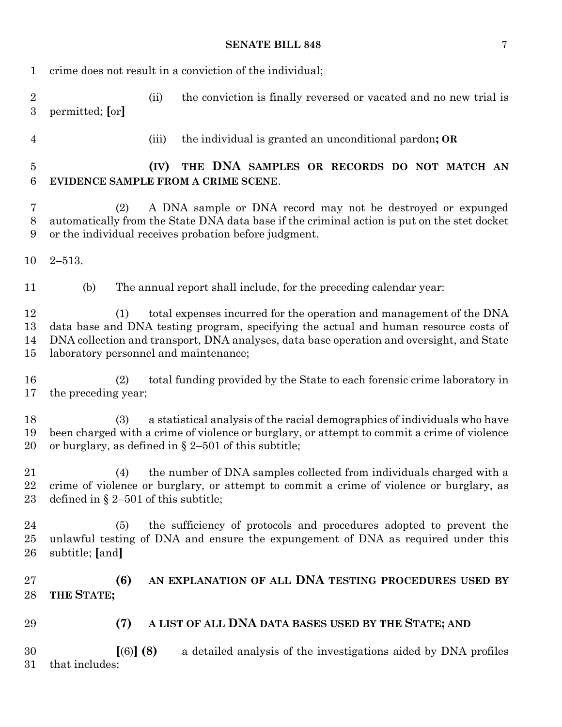crime does not result in a conviction of the individual;

(ii) the conviction is finally reversed or vacated and no new trial is permitted; [or]

(iii) the individual is granted an unconditional pardon**; OR**

**(IV) THE DNA SAMPLES OR RECORDS DO NOT MATCH AN EVIDENCE SAMPLE FROM A CRIME SCENE**.

(2) A DNA sample or DNA record may not be destroyed or expunged automatically from the State DNA data base if the criminal action is put on the stet docket or the individual receives probation before judgment.

2–513.

(b) The annual report shall include, for the preceding calendar year:

(1) total expenses incurred for the operation and management of the DNA data base and DNA testing program, specifying the actual and human resource costs of DNA collection and transport, DNA analyses, data base operation and oversight, and State laboratory personnel and maintenance;

(2) total funding provided by the State to each forensic crime laboratory in the preceding year;

(3) a statistical analysis of the racial demographics of individuals who have been charged with a crime of violence or burglary, or attempt to commit a crime of violence or burglary, as defined in § 2–501 of this subtitle;

(4) the number of DNA samples collected from individuals charged with a crime of violence or burglary, or attempt to commit a crime of violence or burglary, as defined in § 2–501 of this subtitle;

(5) the sufficiency of protocols and procedures adopted to prevent the unlawful testing of DNA and ensure the expungement of DNA as required under this subtitle; [and]

**(6) AN EXPLANATION OF ALL DNA TESTING PROCEDURES USED BY THE STATE;**

**(7) A LIST OF ALL DNA DATA BASES USED BY THE STATE; AND**

[(6)] **(8)** a detailed analysis of the investigations aided by DNA profiles that includes: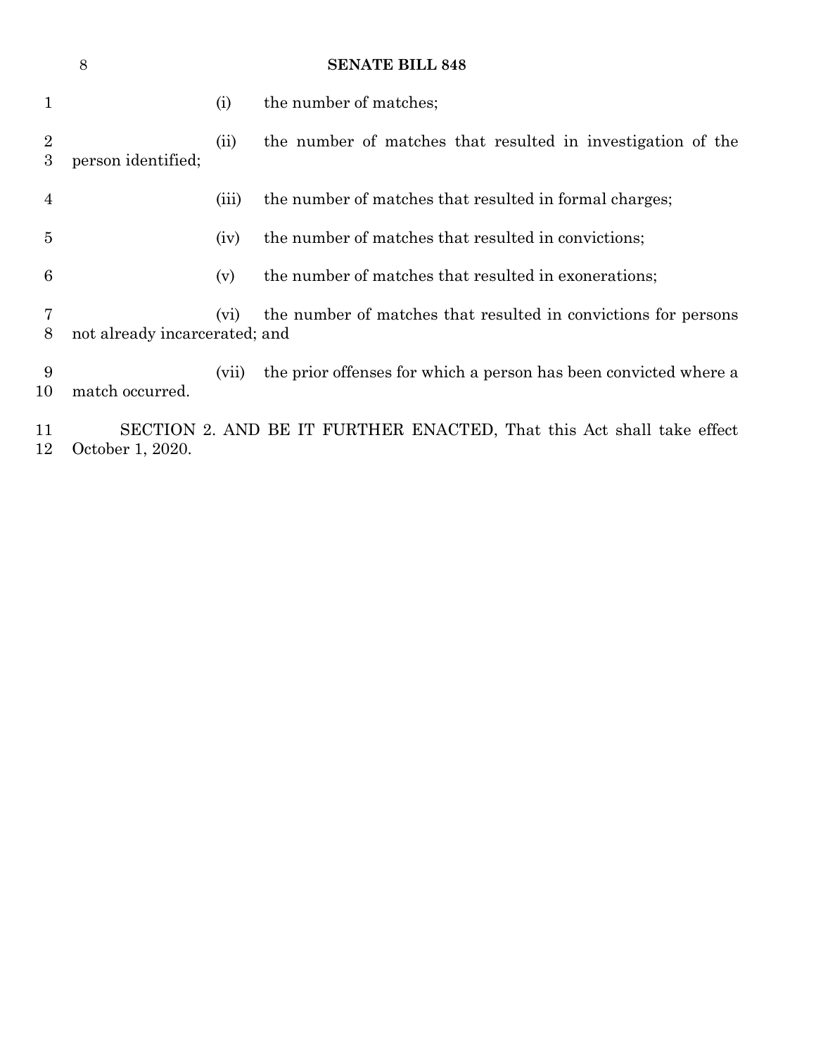(i) the number of matches;

(ii) the number of matches that resulted in investigation of the person identified;

(iii) the number of matches that resulted in formal charges;

(iv) the number of matches that resulted in convictions;

(v) the number of matches that resulted in exonerations;

(vi) the number of matches that resulted in convictions for persons not already incarcerated; and

(vii) the prior offenses for which a person has been convicted where a match occurred.

SECTION 2. AND BE IT FURTHER ENACTED, That this Act shall take effect October 1, 2020.